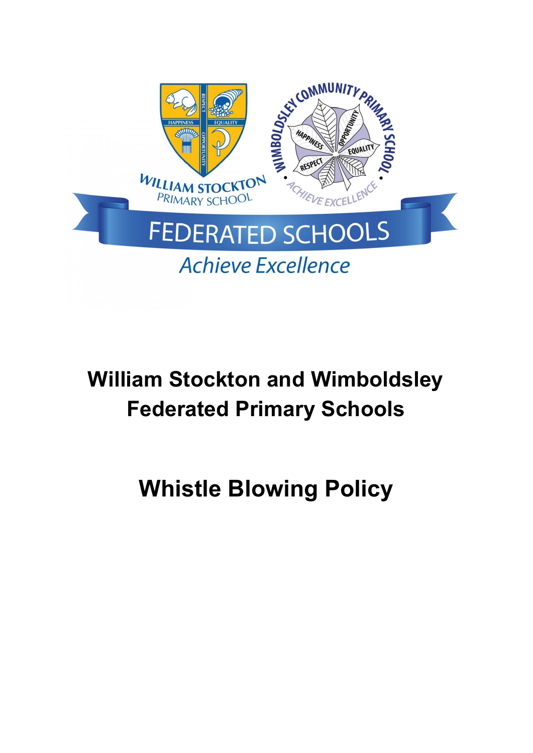# William Stockton and Wimboldsley Federated Primary Schools

# Whistle Blowing Policy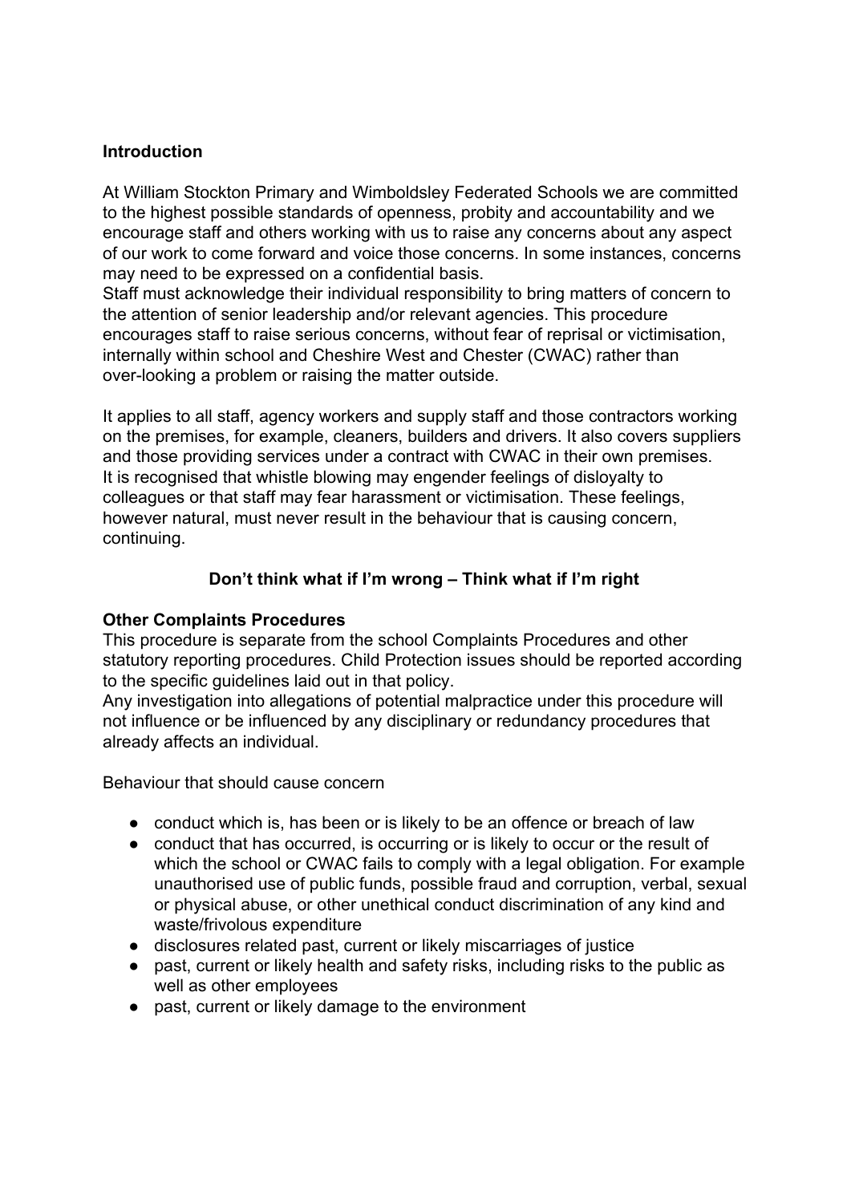**Introduction**

At William Stockton Primary and Wimboldsley Federated Schools we are committed to the highest possible standards of openness, probity and accountability and we encourage staff and others working with us to raise any concerns about any aspect of our work to come forward and voice those concerns. In some instances, concerns may need to be expressed on a confidential basis.
Staff must acknowledge their individual responsibility to bring matters of concern to the attention of senior leadership and/or relevant agencies. This procedure encourages staff to raise serious concerns, without fear of reprisal or victimisation, internally within school and Cheshire West and Chester (CWAC) rather than over-looking a problem or raising the matter outside.

It applies to all staff, agency workers and supply staff and those contractors working on the premises, for example, cleaners, builders and drivers. It also covers suppliers and those providing services under a contract with CWAC in their own premises.
It is recognised that whistle blowing may engender feelings of disloyalty to colleagues or that staff may fear harassment or victimisation. These feelings, however natural, must never result in the behaviour that is causing concern, continuing.

**Don't think what if I'm wrong – Think what if I'm right**

**Other Complaints Procedures**
This procedure is separate from the school Complaints Procedures and other statutory reporting procedures. Child Protection issues should be reported according to the specific guidelines laid out in that policy.
Any investigation into allegations of potential malpractice under this procedure will not influence or be influenced by any disciplinary or redundancy procedures that already affects an individual.

Behaviour that should cause concern

- conduct which is, has been or is likely to be an offence or breach of law
- conduct that has occurred, is occurring or is likely to occur or the result of which the school or CWAC fails to comply with a legal obligation. For example unauthorised use of public funds, possible fraud and corruption, verbal, sexual or physical abuse, or other unethical conduct discrimination of any kind and waste/frivolous expenditure
- disclosures related past, current or likely miscarriages of justice
- past, current or likely health and safety risks, including risks to the public as well as other employees
- past, current or likely damage to the environment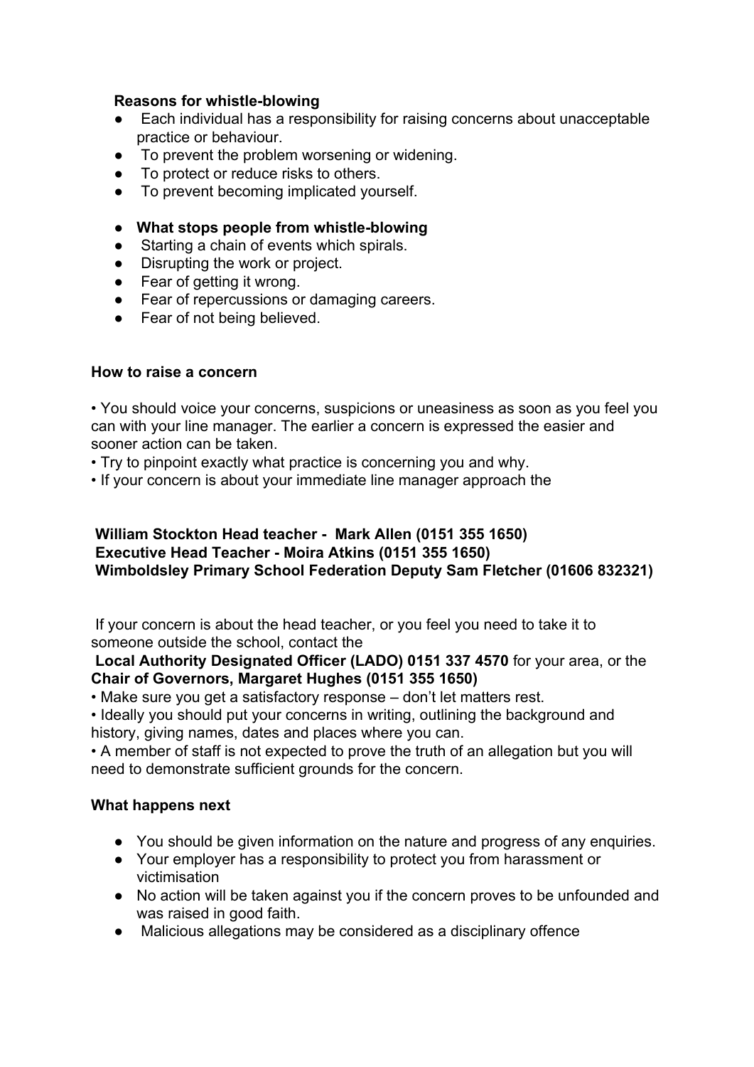**Reasons for whistle-blowing**

- Each individual has a responsibility for raising concerns about unacceptable practice or behaviour.
- To prevent the problem worsening or widening.
- To protect or reduce risks to others.
- To prevent becoming implicated yourself.

- **What stops people from whistle-blowing**
- Starting a chain of events which spirals.
- Disrupting the work or project.
- Fear of getting it wrong.
- Fear of repercussions or damaging careers.
- Fear of not being believed.

**How to raise a concern**

• You should voice your concerns, suspicions or uneasiness as soon as you feel you can with your line manager. The earlier a concern is expressed the easier and sooner action can be taken.
• Try to pinpoint exactly what practice is concerning you and why.
• If your concern is about your immediate line manager approach the

**William Stockton Head teacher - Mark Allen (0151 355 1650)**
**Executive Head Teacher - Moira Atkins (0151 355 1650)**
**Wimboldsley Primary School Federation Deputy Sam Fletcher (01606 832321)**

If your concern is about the head teacher, or you feel you need to take it to someone outside the school, contact the
**Local Authority Designated Officer (LADO) 0151 337 4570** for your area, or the **Chair of Governors, Margaret Hughes (0151 355 1650)**
• Make sure you get a satisfactory response – don't let matters rest.
• Ideally you should put your concerns in writing, outlining the background and history, giving names, dates and places where you can.
• A member of staff is not expected to prove the truth of an allegation but you will need to demonstrate sufficient grounds for the concern.

**What happens next**

- You should be given information on the nature and progress of any enquiries.
- Your employer has a responsibility to protect you from harassment or victimisation
- No action will be taken against you if the concern proves to be unfounded and was raised in good faith.
- Malicious allegations may be considered as a disciplinary offence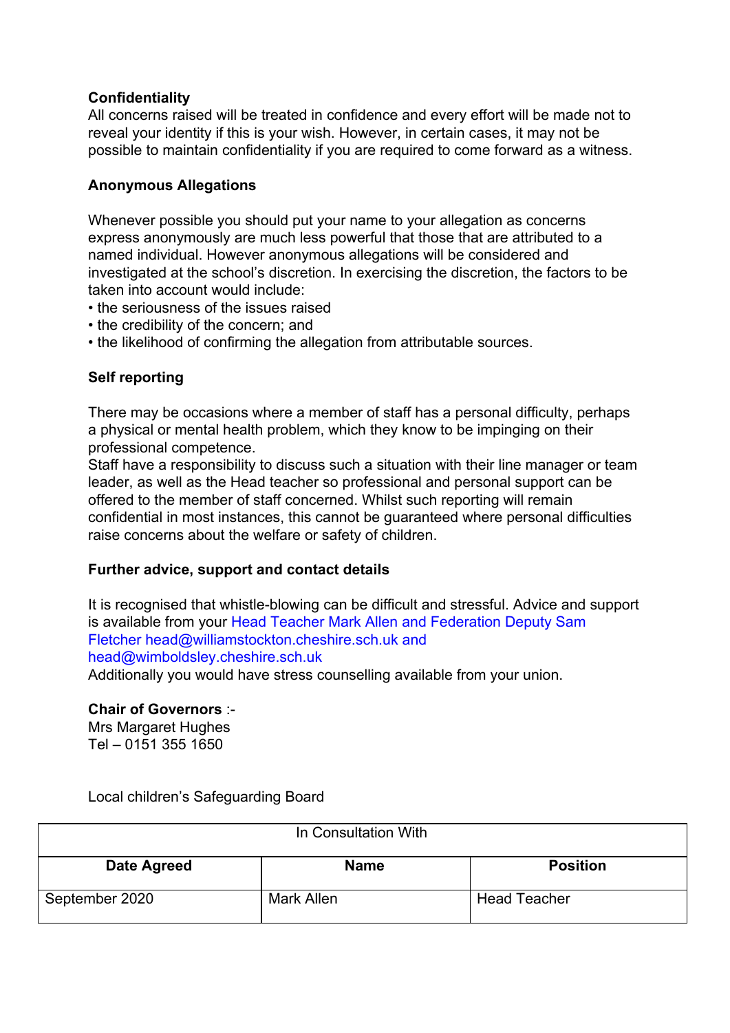**Confidentiality**

All concerns raised will be treated in confidence and every effort will be made not to reveal your identity if this is your wish. However, in certain cases, it may not be possible to maintain confidentiality if you are required to come forward as a witness.

**Anonymous Allegations**

Whenever possible you should put your name to your allegation as concerns express anonymously are much less powerful that those that are attributed to a named individual. However anonymous allegations will be considered and investigated at the school's discretion. In exercising the discretion, the factors to be taken into account would include:

- the seriousness of the issues raised
- the credibility of the concern; and
- the likelihood of confirming the allegation from attributable sources.

**Self reporting**

There may be occasions where a member of staff has a personal difficulty, perhaps a physical or mental health problem, which they know to be impinging on their professional competence.

Staff have a responsibility to discuss such a situation with their line manager or team leader, as well as the Head teacher so professional and personal support can be offered to the member of staff concerned. Whilst such reporting will remain confidential in most instances, this cannot be guaranteed where personal difficulties raise concerns about the welfare or safety of children.

**Further advice, support and contact details**

It is recognised that whistle-blowing can be difficult and stressful. Advice and support is available from your Head Teacher Mark Allen and Federation Deputy Sam Fletcher head@williamstockton.cheshire.sch.uk and head@wimboldsley.cheshire.sch.uk

Additionally you would have stress counselling available from your union.

**Chair of Governors** :-

Mrs Margaret Hughes

Tel – 0151 355 1650

Local children's Safeguarding Board

| In Consultation With | | |
|---|---|---|
| **Date Agreed** | **Name** | **Position** |
| September 2020 | Mark Allen | Head Teacher |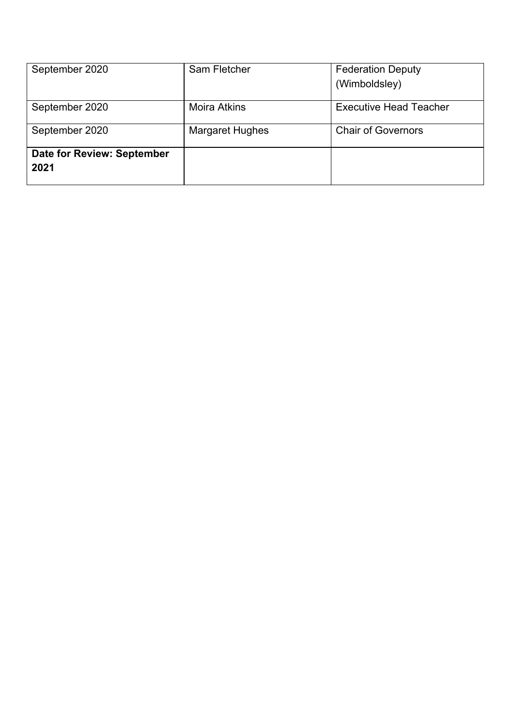| | | |
|---|---|---|
| September 2020 | Sam Fletcher | Federation Deputy (Wimboldsley) |
| September 2020 | Moira Atkins | Executive Head Teacher |
| September 2020 | Margaret Hughes | Chair of Governors |
| **Date for Review: September 2021** | | |